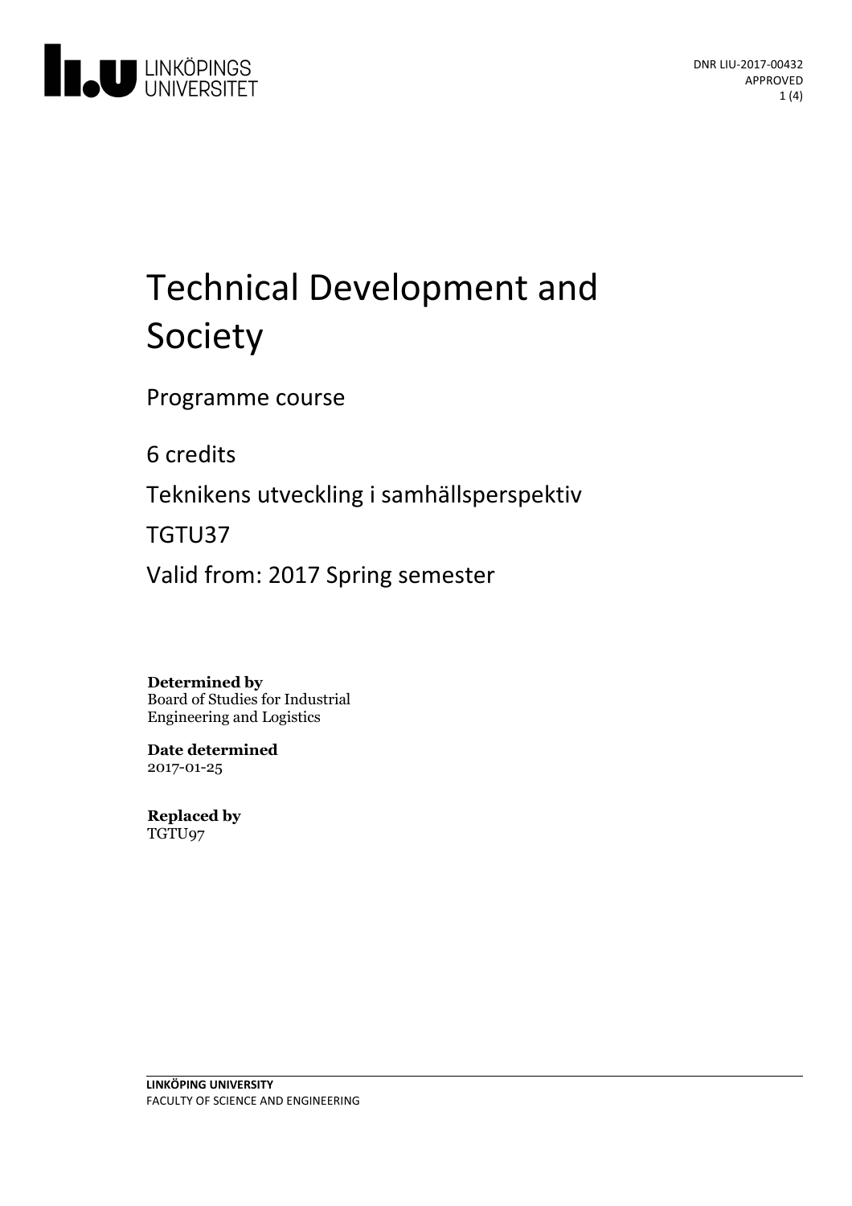DNR LIU-2017-00432
APPROVED

# Technical Development and Society

Programme course

6 credits

Teknikens utveckling i samhällsperspektiv

TGTU37

Valid from: 2017 Spring semester

**Determined by**
Board of Studies for Industrial Engineering and Logistics

**Date determined**
2017-01-25

**Replaced by**
TGTU97

**LINKÖPING UNIVERSITY**
FACULTY OF SCIENCE AND ENGINEERING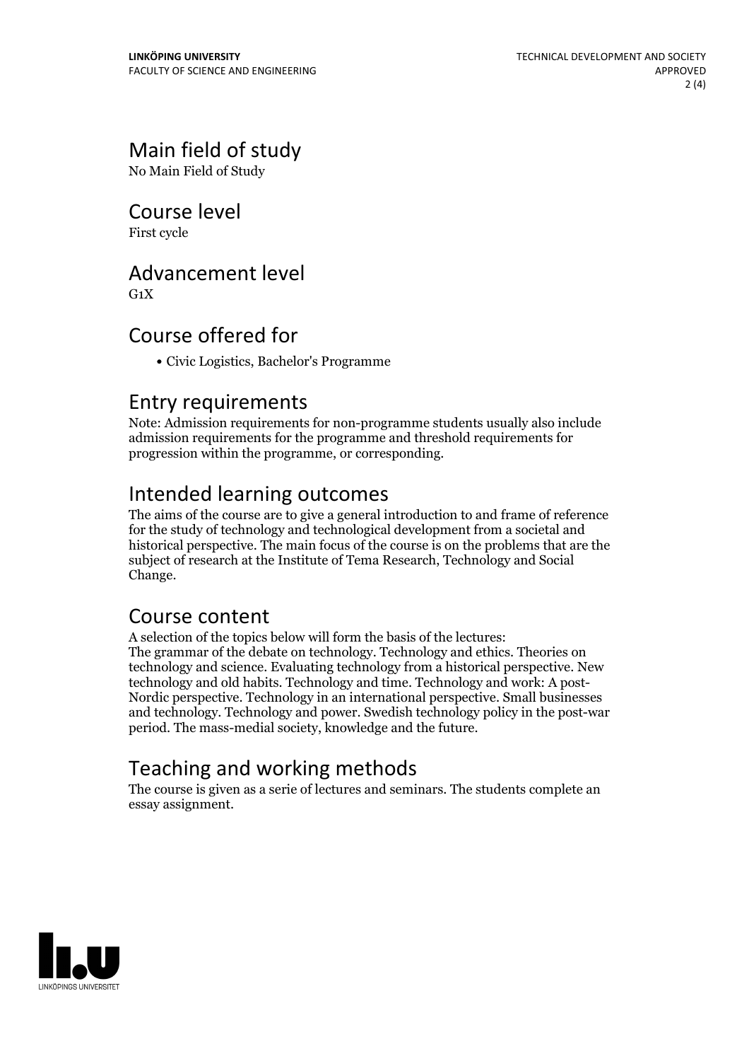## Main field of study

No Main Field of Study

## Course level

First cycle

## Advancement level

G1X

## Course offered for

- Civic Logistics, Bachelor's Programme

## Entry requirements

Note: Admission requirements for non-programme students usually also include admission requirements for the programme and threshold requirements for progression within the programme, or corresponding.

## Intended learning outcomes

The aims of the course are to give a general introduction to and frame of reference for the study of technology and technological development from a societal and historical perspective. The main focus of the course is on the problems that are the subject of research at the Institute of Tema Research, Technology and Social Change.

## Course content

A selection of the topics below will form the basis of the lectures:
The grammar of the debate on technology. Technology and ethics. Theories on technology and science. Evaluating technology from a historical perspective. New technology and old habits. Technology and time. Technology and work: A post-Nordic perspective. Technology in an international perspective. Small businesses and technology. Technology and power. Swedish technology policy in the post-war period. The mass-medial society, knowledge and the future.

## Teaching and working methods

The course is given as a serie of lectures and seminars. The students complete an essay assignment.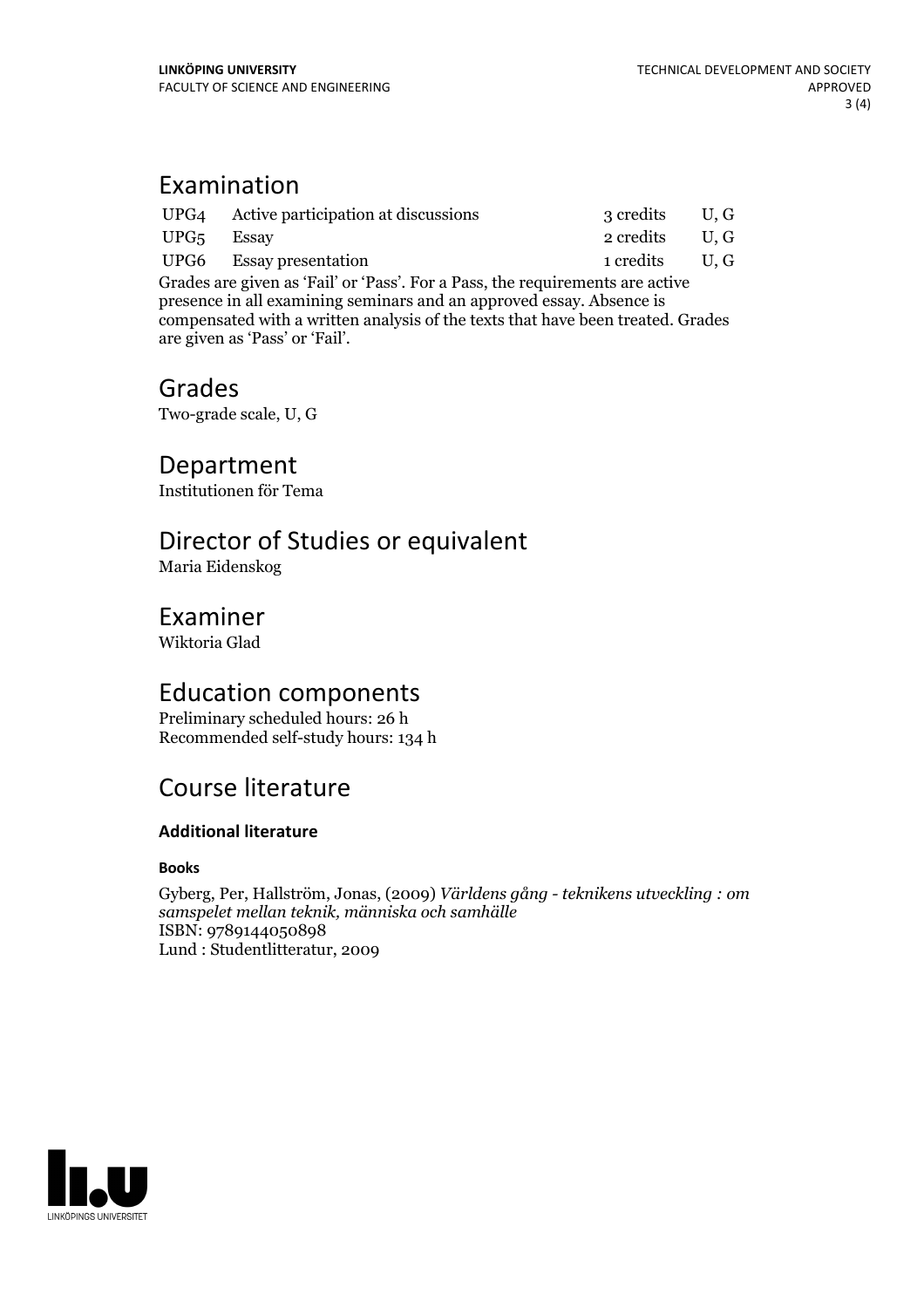## Examination

| | | | |
|---|---|---|---|
| UPG4 | Active participation at discussions | 3 credits | U, G |
| UPG5 | Essay | 2 credits | U, G |
| UPG6 | Essay presentation | 1 credits | U, G |

Grades are given as 'Fail' or 'Pass'. For a Pass, the requirements are active presence in all examining seminars and an approved essay. Absence is compensated with a written analysis of the texts that have been treated. Grades are given as 'Pass' or 'Fail'.

## Grades

Two-grade scale, U, G

## Department

Institutionen för Tema

## Director of Studies or equivalent

Maria Eidenskog

## Examiner

Wiktoria Glad

## Education components

Preliminary scheduled hours: 26 h
Recommended self-study hours: 134 h

## Course literature

### Additional literature

#### Books

Gyberg, Per, Hallström, Jonas, (2009) *Världens gång - teknikens utveckling : om samspelet mellan teknik, människa och samhälle*
ISBN: 9789144050898
Lund : Studentlitteratur, 2009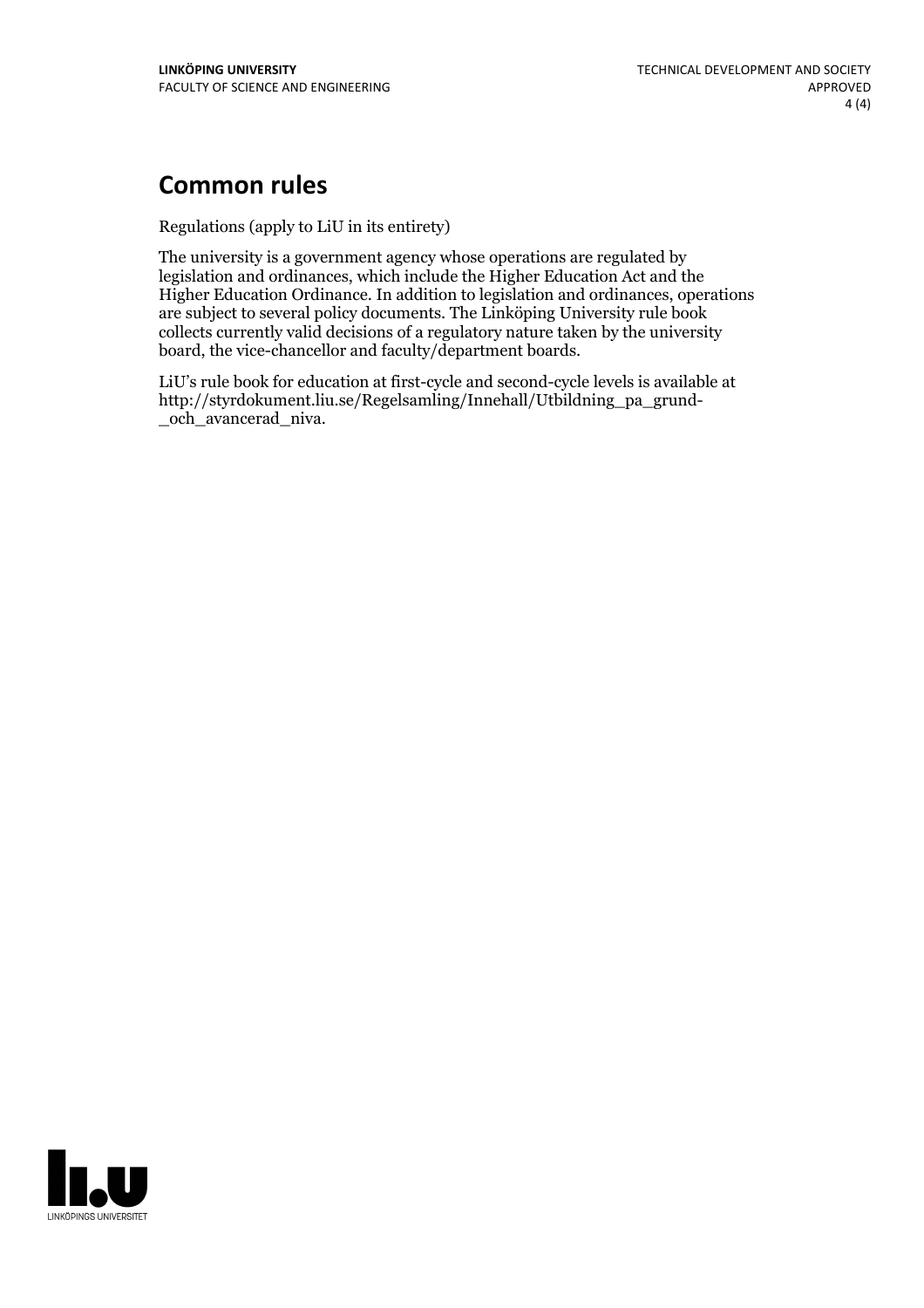## Common rules

Regulations (apply to LiU in its entirety)

The university is a government agency whose operations are regulated by legislation and ordinances, which include the Higher Education Act and the Higher Education Ordinance. In addition to legislation and ordinances, operations are subject to several policy documents. The Linköping University rule book collects currently valid decisions of a regulatory nature taken by the university board, the vice-chancellor and faculty/department boards.

LiU's rule book for education at first-cycle and second-cycle levels is available at http://styrdokument.liu.se/Regelsamling/Innehall/Utbildning_pa_grund-_och_avancerad_niva.